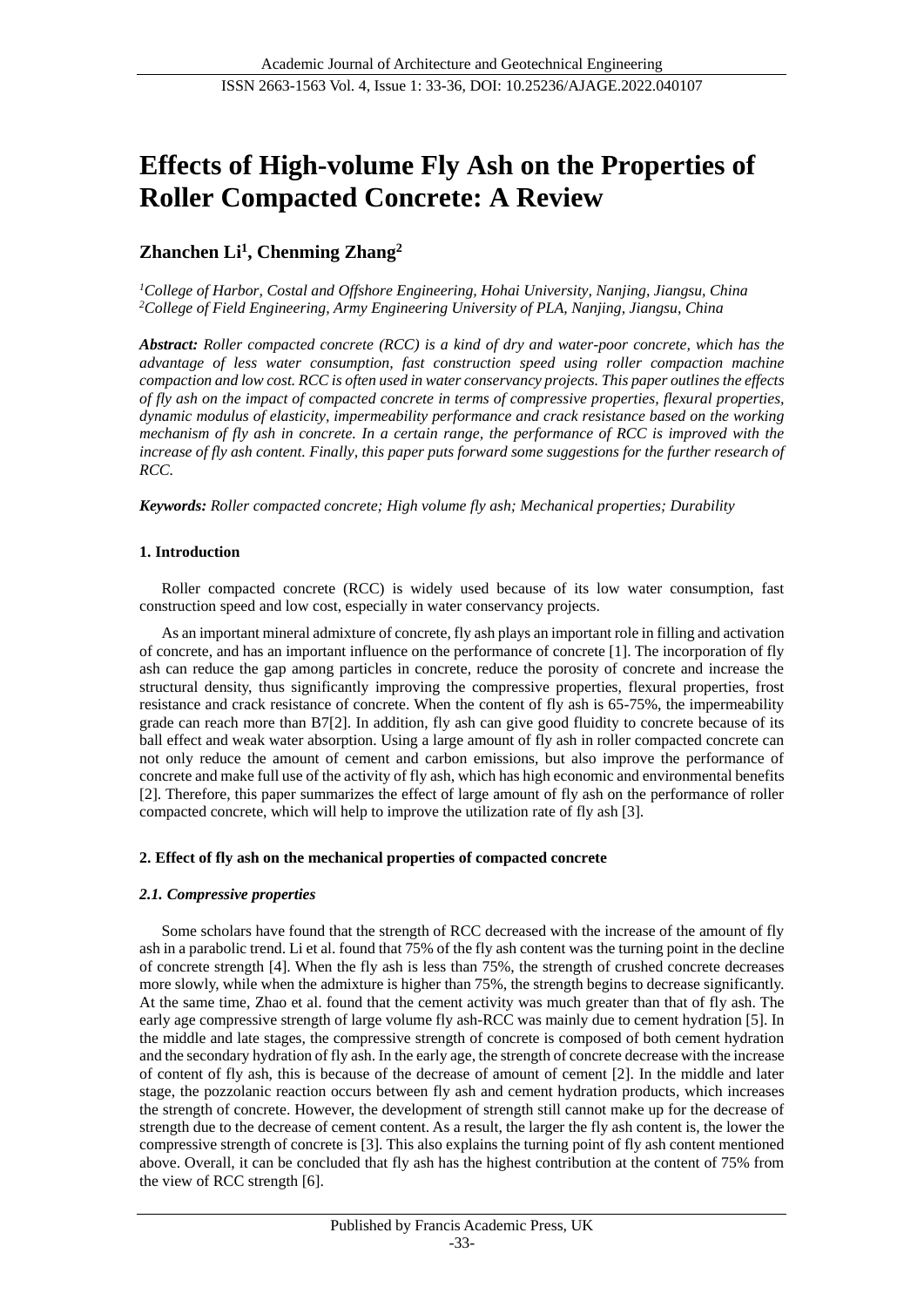# Effects of High-volume Fly Ash on the Properties of Roller Compacted Concrete: A Review

**Zhanchen Li[1], Chenming Zhang[2]**

*[1]College of Harbor, Costal and Offshore Engineering, Hohai University, Nanjing, Jiangsu, China*
*[2]College of Field Engineering, Army Engineering University of PLA, Nanjing, Jiangsu, China*

***Abstract:*** *Roller compacted concrete (RCC) is a kind of dry and water-poor concrete, which has the advantage of less water consumption, fast construction speed using roller compaction machine compaction and low cost. RCC is often used in water conservancy projects. This paper outlines the effects of fly ash on the impact of compacted concrete in terms of compressive properties, flexural properties, dynamic modulus of elasticity, impermeability performance and crack resistance based on the working mechanism of fly ash in concrete. In a certain range, the performance of RCC is improved with the increase of fly ash content. Finally, this paper puts forward some suggestions for the further research of RCC.*

***Keywords:*** *Roller compacted concrete; High volume fly ash; Mechanical properties; Durability*

## 1. Introduction

Roller compacted concrete (RCC) is widely used because of its low water consumption, fast construction speed and low cost, especially in water conservancy projects.

As an important mineral admixture of concrete, fly ash plays an important role in filling and activation of concrete, and has an important influence on the performance of concrete [1]. The incorporation of fly ash can reduce the gap among particles in concrete, reduce the porosity of concrete and increase the structural density, thus significantly improving the compressive properties, flexural properties, frost resistance and crack resistance of concrete. When the content of fly ash is 65-75%, the impermeability grade can reach more than B7[2]. In addition, fly ash can give good fluidity to concrete because of its ball effect and weak water absorption. Using a large amount of fly ash in roller compacted concrete can not only reduce the amount of cement and carbon emissions, but also improve the performance of concrete and make full use of the activity of fly ash, which has high economic and environmental benefits [2]. Therefore, this paper summarizes the effect of large amount of fly ash on the performance of roller compacted concrete, which will help to improve the utilization rate of fly ash [3].

## 2. Effect of fly ash on the mechanical properties of compacted concrete

### *2.1. Compressive properties*

Some scholars have found that the strength of RCC decreased with the increase of the amount of fly ash in a parabolic trend. Li et al. found that 75% of the fly ash content was the turning point in the decline of concrete strength [4]. When the fly ash is less than 75%, the strength of crushed concrete decreases more slowly, while when the admixture is higher than 75%, the strength begins to decrease significantly. At the same time, Zhao et al. found that the cement activity was much greater than that of fly ash. The early age compressive strength of large volume fly ash-RCC was mainly due to cement hydration [5]. In the middle and late stages, the compressive strength of concrete is composed of both cement hydration and the secondary hydration of fly ash. In the early age, the strength of concrete decrease with the increase of content of fly ash, this is because of the decrease of amount of cement [2]. In the middle and later stage, the pozzolanic reaction occurs between fly ash and cement hydration products, which increases the strength of concrete. However, the development of strength still cannot make up for the decrease of strength due to the decrease of cement content. As a result, the larger the fly ash content is, the lower the compressive strength of concrete is [3]. This also explains the turning point of fly ash content mentioned above. Overall, it can be concluded that fly ash has the highest contribution at the content of 75% from the view of RCC strength [6].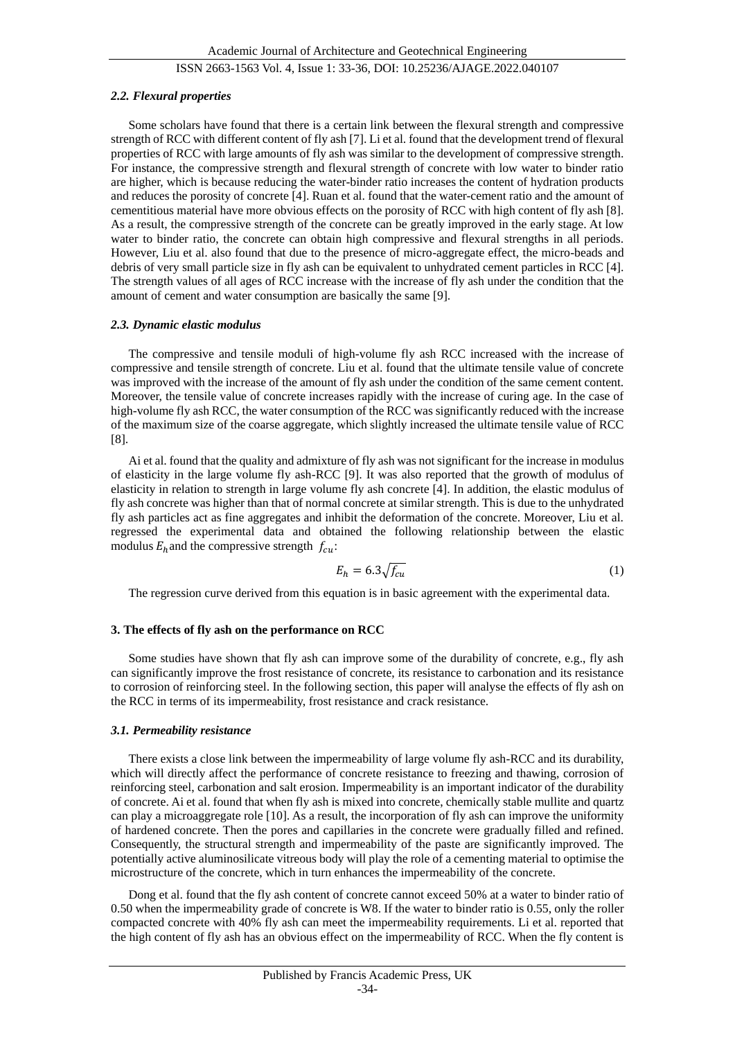### *2.2. Flexural properties*

Some scholars have found that there is a certain link between the flexural strength and compressive strength of RCC with different content of fly ash [7]. Li et al. found that the development trend of flexural properties of RCC with large amounts of fly ash was similar to the development of compressive strength. For instance, the compressive strength and flexural strength of concrete with low water to binder ratio are higher, which is because reducing the water-binder ratio increases the content of hydration products and reduces the porosity of concrete [4]. Ruan et al. found that the water-cement ratio and the amount of cementitious material have more obvious effects on the porosity of RCC with high content of fly ash [8]. As a result, the compressive strength of the concrete can be greatly improved in the early stage. At low water to binder ratio, the concrete can obtain high compressive and flexural strengths in all periods. However, Liu et al. also found that due to the presence of micro-aggregate effect, the micro-beads and debris of very small particle size in fly ash can be equivalent to unhydrated cement particles in RCC [4]. The strength values of all ages of RCC increase with the increase of fly ash under the condition that the amount of cement and water consumption are basically the same [9].

### *2.3. Dynamic elastic modulus*

The compressive and tensile moduli of high-volume fly ash RCC increased with the increase of compressive and tensile strength of concrete. Liu et al. found that the ultimate tensile value of concrete was improved with the increase of the amount of fly ash under the condition of the same cement content. Moreover, the tensile value of concrete increases rapidly with the increase of curing age. In the case of high-volume fly ash RCC, the water consumption of the RCC was significantly reduced with the increase of the maximum size of the coarse aggregate, which slightly increased the ultimate tensile value of RCC [8].

Ai et al. found that the quality and admixture of fly ash was not significant for the increase in modulus of elasticity in the large volume fly ash-RCC [9]. It was also reported that the growth of modulus of elasticity in relation to strength in large volume fly ash concrete [4]. In addition, the elastic modulus of fly ash concrete was higher than that of normal concrete at similar strength. This is due to the unhydrated fly ash particles act as fine aggregates and inhibit the deformation of the concrete. Moreover, Liu et al. regressed the experimental data and obtained the following relationship between the elastic modulus $E_h$ and the compressive strength $f_{cu}$:

$$E_h = 6.3\sqrt{f_{cu}} \tag{1}$$

The regression curve derived from this equation is in basic agreement with the experimental data.

## 3. The effects of fly ash on the performance on RCC

Some studies have shown that fly ash can improve some of the durability of concrete, e.g., fly ash can significantly improve the frost resistance of concrete, its resistance to carbonation and its resistance to corrosion of reinforcing steel. In the following section, this paper will analyse the effects of fly ash on the RCC in terms of its impermeability, frost resistance and crack resistance.

### *3.1. Permeability resistance*

There exists a close link between the impermeability of large volume fly ash-RCC and its durability, which will directly affect the performance of concrete resistance to freezing and thawing, corrosion of reinforcing steel, carbonation and salt erosion. Impermeability is an important indicator of the durability of concrete. Ai et al. found that when fly ash is mixed into concrete, chemically stable mullite and quartz can play a microaggregate role [10]. As a result, the incorporation of fly ash can improve the uniformity of hardened concrete. Then the pores and capillaries in the concrete were gradually filled and refined. Consequently, the structural strength and impermeability of the paste are significantly improved. The potentially active aluminosilicate vitreous body will play the role of a cementing material to optimise the microstructure of the concrete, which in turn enhances the impermeability of the concrete.

Dong et al. found that the fly ash content of concrete cannot exceed 50% at a water to binder ratio of 0.50 when the impermeability grade of concrete is W8. If the water to binder ratio is 0.55, only the roller compacted concrete with 40% fly ash can meet the impermeability requirements. Li et al. reported that the high content of fly ash has an obvious effect on the impermeability of RCC. When the fly content is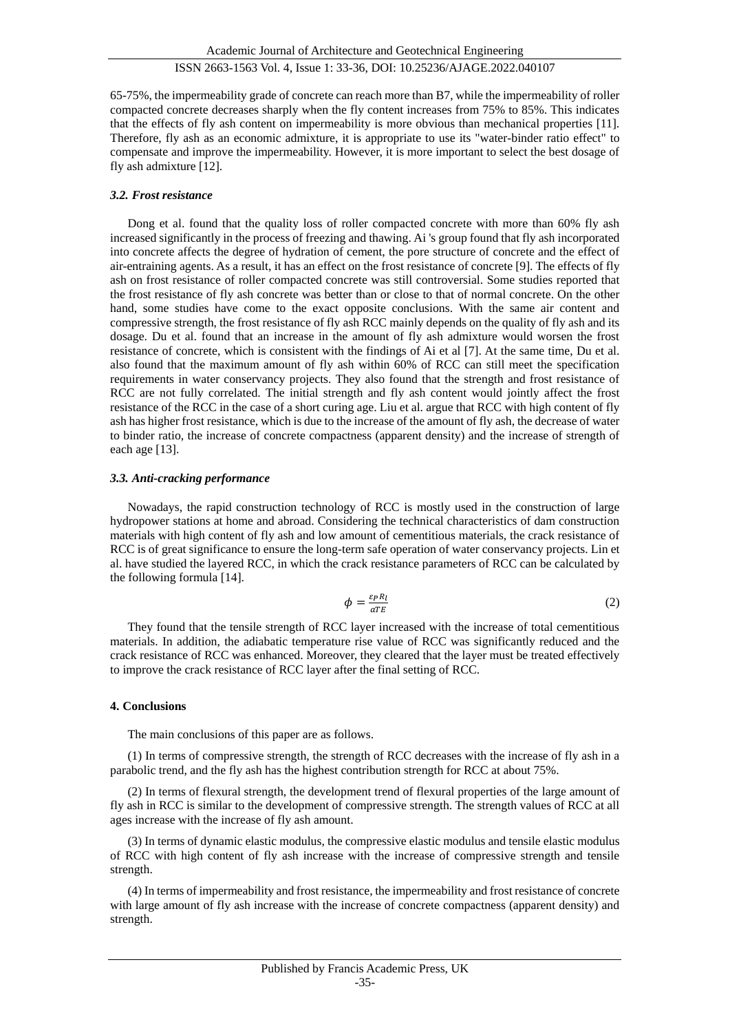65-75%, the impermeability grade of concrete can reach more than B7, while the impermeability of roller compacted concrete decreases sharply when the fly content increases from 75% to 85%. This indicates that the effects of fly ash content on impermeability is more obvious than mechanical properties [11]. Therefore, fly ash as an economic admixture, it is appropriate to use its "water-binder ratio effect" to compensate and improve the impermeability. However, it is more important to select the best dosage of fly ash admixture [12].

### *3.2. Frost resistance*

Dong et al. found that the quality loss of roller compacted concrete with more than 60% fly ash increased significantly in the process of freezing and thawing. Ai 's group found that fly ash incorporated into concrete affects the degree of hydration of cement, the pore structure of concrete and the effect of air-entraining agents. As a result, it has an effect on the frost resistance of concrete [9]. The effects of fly ash on frost resistance of roller compacted concrete was still controversial. Some studies reported that the frost resistance of fly ash concrete was better than or close to that of normal concrete. On the other hand, some studies have come to the exact opposite conclusions. With the same air content and compressive strength, the frost resistance of fly ash RCC mainly depends on the quality of fly ash and its dosage. Du et al. found that an increase in the amount of fly ash admixture would worsen the frost resistance of concrete, which is consistent with the findings of Ai et al [7]. At the same time, Du et al. also found that the maximum amount of fly ash within 60% of RCC can still meet the specification requirements in water conservancy projects. They also found that the strength and frost resistance of RCC are not fully correlated. The initial strength and fly ash content would jointly affect the frost resistance of the RCC in the case of a short curing age. Liu et al. argue that RCC with high content of fly ash has higher frost resistance, which is due to the increase of the amount of fly ash, the decrease of water to binder ratio, the increase of concrete compactness (apparent density) and the increase of strength of each age [13].

### *3.3. Anti-cracking performance*

Nowadays, the rapid construction technology of RCC is mostly used in the construction of large hydropower stations at home and abroad. Considering the technical characteristics of dam construction materials with high content of fly ash and low amount of cementitious materials, the crack resistance of RCC is of great significance to ensure the long-term safe operation of water conservancy projects. Lin et al. have studied the layered RCC, in which the crack resistance parameters of RCC can be calculated by the following formula [14].

$$\phi = \frac{\varepsilon_P R_l}{\alpha T E} \tag{2}$$

They found that the tensile strength of RCC layer increased with the increase of total cementitious materials. In addition, the adiabatic temperature rise value of RCC was significantly reduced and the crack resistance of RCC was enhanced. Moreover, they cleared that the layer must be treated effectively to improve the crack resistance of RCC layer after the final setting of RCC.

## 4. Conclusions

The main conclusions of this paper are as follows.

(1) In terms of compressive strength, the strength of RCC decreases with the increase of fly ash in a parabolic trend, and the fly ash has the highest contribution strength for RCC at about 75%.

(2) In terms of flexural strength, the development trend of flexural properties of the large amount of fly ash in RCC is similar to the development of compressive strength. The strength values of RCC at all ages increase with the increase of fly ash amount.

(3) In terms of dynamic elastic modulus, the compressive elastic modulus and tensile elastic modulus of RCC with high content of fly ash increase with the increase of compressive strength and tensile strength.

(4) In terms of impermeability and frost resistance, the impermeability and frost resistance of concrete with large amount of fly ash increase with the increase of concrete compactness (apparent density) and strength.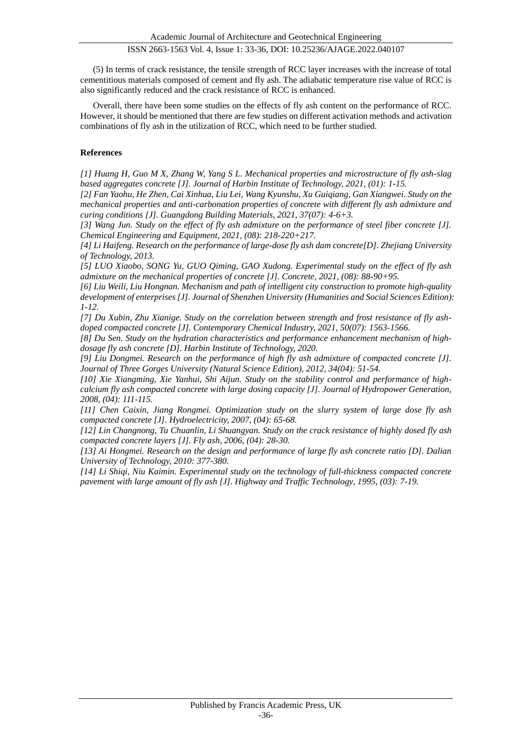(5) In terms of crack resistance, the tensile strength of RCC layer increases with the increase of total cementitious materials composed of cement and fly ash. The adiabatic temperature rise value of RCC is also significantly reduced and the crack resistance of RCC is enhanced.

Overall, there have been some studies on the effects of fly ash content on the performance of RCC. However, it should be mentioned that there are few studies on different activation methods and activation combinations of fly ash in the utilization of RCC, which need to be further studied.

## References

*[1] Huang H, Guo M X, Zhang W, Yang S L. Mechanical properties and microstructure of fly ash-slag based aggregates concrete [J]. Journal of Harbin Institute of Technology, 2021, (01): 1-15.*

*[2] Fan Yaohu, He Zhen, Cai Xinhua, Liu Lei, Wang Kyunshu, Xu Guiqiang, Gan Xiangwei. Study on the mechanical properties and anti-carbonation properties of concrete with different fly ash admixture and curing conditions [J]. Guangdong Building Materials, 2021, 37(07): 4-6+3.*

*[3] Wang Jun. Study on the effect of fly ash admixture on the performance of steel fiber concrete [J]. Chemical Engineering and Equipment, 2021, (08): 218-220+217.*

*[4] Li Haifeng. Research on the performance of large-dose fly ash dam concrete[D]. Zhejiang University of Technology, 2013.*

*[5] LUO Xiaobo, SONG Yu, GUO Qiming, GAO Xudong. Experimental study on the effect of fly ash admixture on the mechanical properties of concrete [J]. Concrete, 2021, (08): 88-90+95.*

*[6] Liu Weili, Liu Hongnan. Mechanism and path of intelligent city construction to promote high-quality development of enterprises [J]. Journal of Shenzhen University (Humanities and Social Sciences Edition): 1-12.*

*[7] Du Xubin, Zhu Xianige. Study on the correlation between strength and frost resistance of fly ash-doped compacted concrete [J]. Contemporary Chemical Industry, 2021, 50(07): 1563-1566.*

*[8] Du Sen. Study on the hydration characteristics and performance enhancement mechanism of high-dosage fly ash concrete [D]. Harbin Institute of Technology, 2020.*

*[9] Liu Dongmei. Research on the performance of high fly ash admixture of compacted concrete [J]. Journal of Three Gorges University (Natural Science Edition), 2012, 34(04): 51-54.*

*[10] Xie Xiangming, Xie Yanhui, Shi Aijun. Study on the stability control and performance of high-calcium fly ash compacted concrete with large dosing capacity [J]. Journal of Hydropower Generation, 2008, (04): 111-115.*

*[11] Chen Caixin, Jiang Rongmei. Optimization study on the slurry system of large dose fly ash compacted concrete [J]. Hydroelectricity, 2007, (04): 65-68.*

*[12] Lin Changnong, Tu Chuanlin, Li Shuangyan. Study on the crack resistance of highly dosed fly ash compacted concrete layers [J]. Fly ash, 2006, (04): 28-30.*

*[13] Ai Hongmei. Research on the design and performance of large fly ash concrete ratio [D]. Dalian University of Technology, 2010: 377-380.*

*[14] Li Shiqi, Niu Kaimin. Experimental study on the technology of full-thickness compacted concrete pavement with large amount of fly ash [J]. Highway and Traffic Technology, 1995, (03): 7-19.*